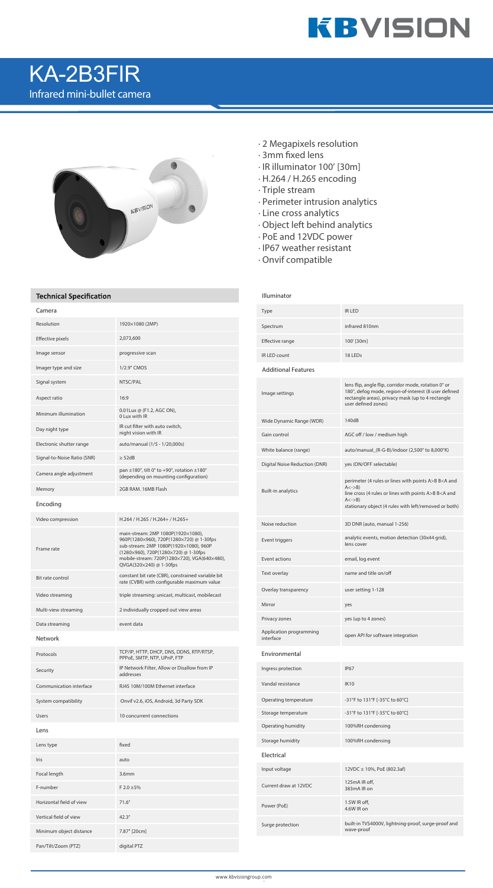KBVISION

# KA-2B3FIR

Infrared mini-bullet camera

- 2 Megapixels resolution
- 3mm fixed lens
- IR illuminator 100' [30m]
- H.264 / H.265 encoding
- Triple stream
- Perimeter intrusion analytics
- Line cross analytics
- Object left behind analytics
- PoE and 12VDC power
- IP67 weather resistant
- Onvif compatible

## Technical Specification

### Camera

| | |
|---|---|
| Resolution | 1920×1080 (2MP) |
| Effective pixels | 2,073,600 |
| Image sensor | progressive scan |
| Imager type and size | 1/2.9" CMOS |
| Signal system | NTSC/PAL |
| Aspect ratio | 16:9 |
| Minimum illumination | 0.01Lux @ (F1.2, AGC ON), 0 Lux with IR |
| Day night type | IR cut filter with auto switch, night vision with IR |
| Electronic shutter range | auto/manual (1/5 - 1/20,000s) |
| Signal-to-Noise Ratio (SNR) | ≥ 52dB |
| Camera angle adjustment | pan ±180°, tilt 0° to +90°, rotation ±180° (depending on mounting configuration) |
| Memory | 2GB RAM. 16MB Flash |

### Encoding

| | |
|---|---|
| Video compression | H.264 / H.265 / H.264+ / H.265+ |
| Frame rate | main-stream: 2MP 1080P(1920×1080), 960P(1280×960), 720P(1280×720) @ 1-30fps sub-stream: 2MP 1080P(1920×1080), 960P (1280×960), 720P(1280×720) @ 1-30fps mobile-stream: 720P(1280×720), VGA(640×480), QVGA(320×240) @ 1-30fps |
| Bit rate control | constant bit rate (CBR), constrained variable bit rate (CVBR) with configurable maximum value |
| Video streaming | triple streaming: unicast, multicast, mobilecast |
| Multi-view streaming | 2 individually cropped out view areas |
| Data streaming | event data |

### Network

| | |
|---|---|
| Protocols | TCP/IP, HTTP, DHCP, DNS, DDNS, RTP/RTSP, PPPoE, SMTP, NTP, UPnP, FTP |
| Security | IP Network Filter, Allow or Disallow from IP addresses |
| Communication interface | RJ45 10M/100M Ethernet interface |
| System compatibility | Onvif v2.6, iOS, Android, 3d Party SDK |
| Users | 10 concurrent connections |

### Lens

| | |
|---|---|
| Lens type | fixed |
| Iris | auto |
| Focal length | 3.6mm |
| F-number | F 2.0 ±5% |
| Horizontal field of view | 71.6° |
| Vertical field of view | 42.3° |
| Minimum object distance | 7.87" [20cm] |
| Pan/Tilt/Zoom (PTZ) | digital PTZ |

### Illuminator

| | |
|---|---|
| Type | IR LED |
| Spectrum | infrared 810nm |
| Effective range | 100' [30m] |
| IR LED count | 18 LEDs |

### Additional Features

| | |
|---|---|
| Image settings | lens flip, angle flip, corridor mode, rotation 0° or 180°, defog mode, region-of-interest (8 user defined rectangle areas), privacy mask (up to 4 rectangle user defined zones) |
| Wide Dynamic Range (WDR) | 140dB |
| Gain control | AGC off / low / medium high |
| White balance (range) | auto/manual_(R-G-B)/indoor (2,500° to 8,000°K) |
| Digital Noise Reduction (DNR) | yes (ON/OFF selectable) |
| Built-in analytics | perimeter (4 rules or lines with points A>B B<A and A<->B) line cross (4 rules or lines with points A>B B<A and A<->B) stationary object (4 rules with left/removed or both) |
| Noise reduction | 3D DNR (auto, manual 1-256) |
| Event triggers | analytic events, motion detection (30x44 grid), lens cover |
| Event actions | email, log event |
| Text overlay | name and title on/off |
| Overlay transparency | user setting 1-128 |
| Mirror | yes |
| Privacy zones | yes (up to 4 zones) |
| Application programming interface | open API for software integration |

### Environmental

| | |
|---|---|
| Ingress protection | IP67 |
| Vandal resistance | IK10 |
| Operating temperature | -31°F to 131°F [-35°C to 60°C] |
| Storage temperature | -31°F to 131°F [-35°C to 60°C] |
| Operating humidity | 100%RH condensing |
| Storage humidity | 100%RH condensing |

### Electrical

| | |
|---|---|
| Input voltage | 12VDC ± 10%, PoE (802.3af) |
| Current draw at 12VDC | 125mA IR off, 383mA IR on |
| Power (PoE) | 1.5W IR off, 4.6W IR on |
| Surge protection | built-in TVS4000V, lightning-proof, surge-proof and wave-proof |

www.kbvisiongroup.com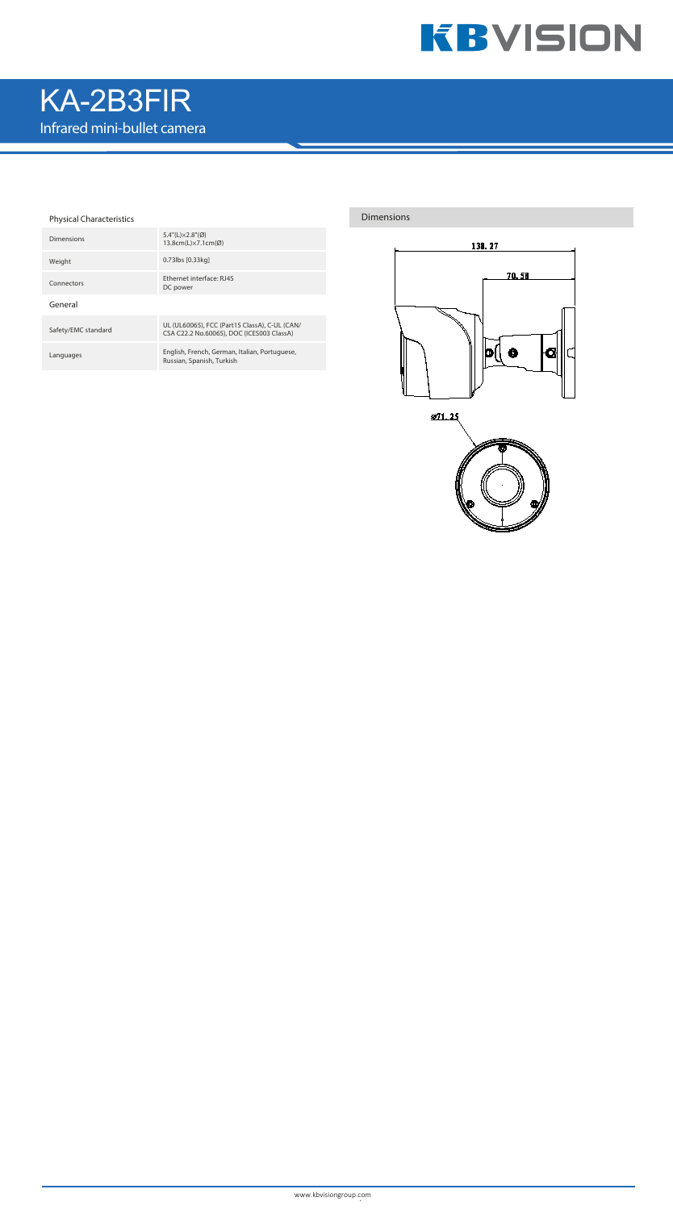# KA-2B3FIR

Infrared mini-bullet camera

### Physical Characteristics

| | |
|---|---|
| Dimensions | 5.4"(L)×2.8"(Ø)<br>13.8cm(L)×7.1cm(Ø) |
| Weight | 0.73lbs [0.33kg] |
| Connectors | Ethernet interface: RJ45<br>DC power |

### General

| | |
|---|---|
| Safety/EMC standard | UL (UL60065), FCC (Part15 ClassA), C-UL (CAN/ CSA C22.2 No.60065), DOC (ICES003 ClassA) |
| Languages | English, French, German, Italian, Portuguese, Russian, Spanish, Turkish |

### Dimensions

138.27

70.59

⌀71.25

www.kbvisiongroup.com